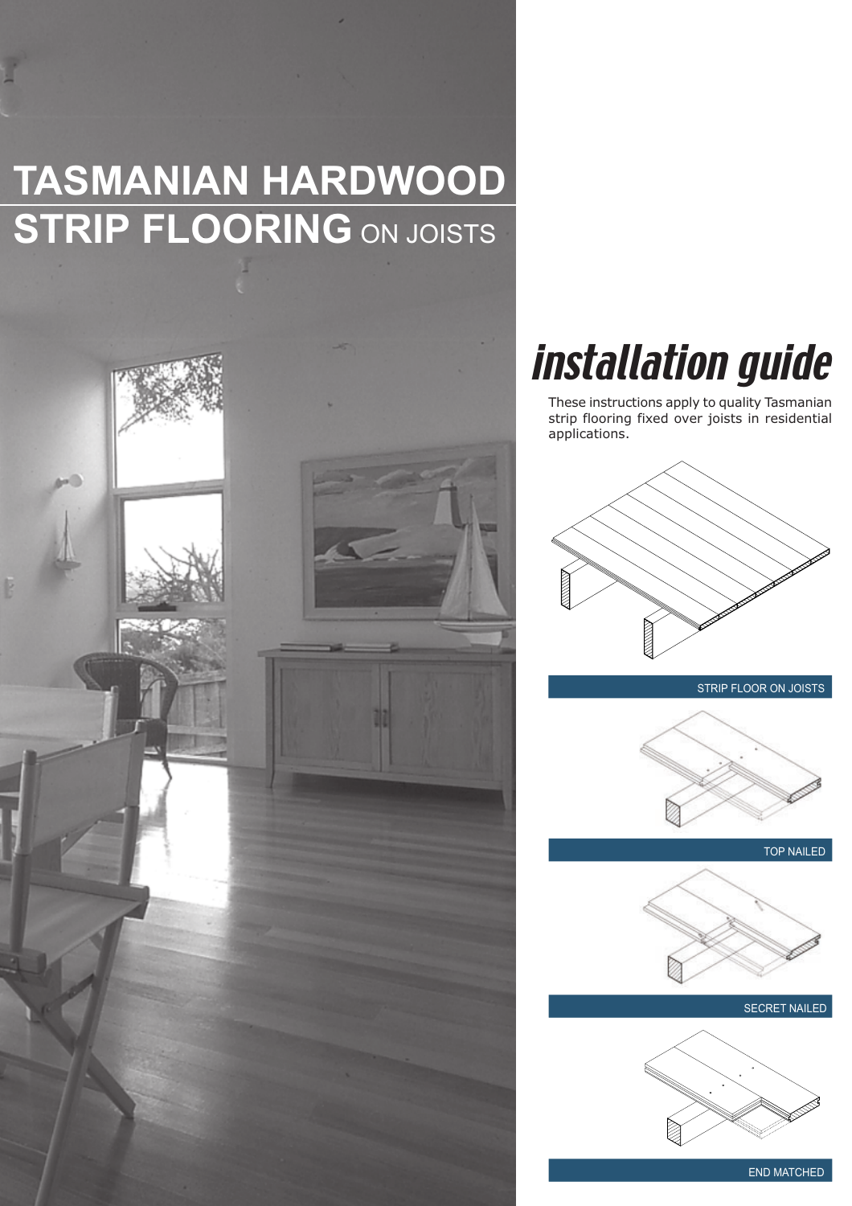# TASMANIAN HARDWOOD STRIP FLOORING ON JOISTS

## *installation guide*

These instructions apply to quality Tasmanian strip flooring fixed over joists in residential applications.

STRIP FLOOR ON JOISTS

TOP NAILED

SECRET NAILED

END MATCHED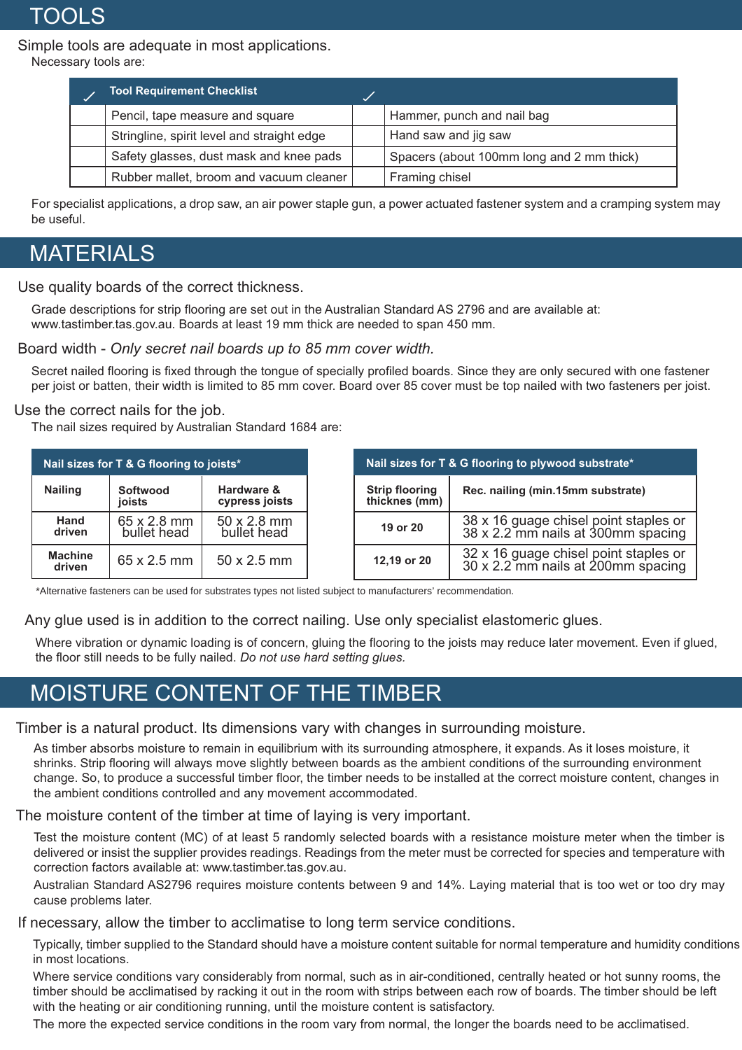## TOOLS

Simple tools are adequate in most applications.

Necessary tools are:

| ✓ | Tool Requirement Checklist | ✓ | |
|---|---|---|---|
| | Pencil, tape measure and square | | Hammer, punch and nail bag |
| | Stringline, spirit level and straight edge | | Hand saw and jig saw |
| | Safety glasses, dust mask and knee pads | | Spacers (about 100mm long and 2 mm thick) |
| | Rubber mallet, broom and vacuum cleaner | | Framing chisel |

For specialist applications, a drop saw, an air power staple gun, a power actuated fastener system and a cramping system may be useful.

## MATERIALS

Use quality boards of the correct thickness.

Grade descriptions for strip flooring are set out in the Australian Standard AS 2796 and are available at: www.tastimber.tas.gov.au. Boards at least 19 mm thick are needed to span 450 mm.

Board width - *Only secret nail boards up to 85 mm cover width.*

Secret nailed flooring is fixed through the tongue of specially profiled boards. Since they are only secured with one fastener per joist or batten, their width is limited to 85 mm cover. Board over 85 cover must be top nailed with two fasteners per joist.

Use the correct nails for the job.

The nail sizes required by Australian Standard 1684 are:

**Nail sizes for T & G flooring to joists***

| Nailing | Softwood joists | Hardware & cypress joists |
|---|---|---|
| Hand driven | 65 x 2.8 mm bullet head | 50 x 2.8 mm bullet head |
| Machine driven | 65 x 2.5 mm | 50 x 2.5 mm |

**Nail sizes for T & G flooring to plywood substrate***

| Strip flooring thicknes (mm) | Rec. nailing (min.15mm substrate) |
|---|---|
| 19 or 20 | 38 x 16 guage chisel point staples or 38 x 2.2 mm nails at 300mm spacing |
| 12,19 or 20 | 32 x 16 guage chisel point staples or 30 x 2.2 mm nails at 200mm spacing |

*Alternative fasteners can be used for substrates types not listed subject to manufacturers' recommendation.

Any glue used is in addition to the correct nailing. Use only specialist elastomeric glues.

Where vibration or dynamic loading is of concern, gluing the flooring to the joists may reduce later movement. Even if glued, the floor still needs to be fully nailed. *Do not use hard setting glues.*

## MOISTURE CONTENT OF THE TIMBER

Timber is a natural product. Its dimensions vary with changes in surrounding moisture.

As timber absorbs moisture to remain in equilibrium with its surrounding atmosphere, it expands. As it loses moisture, it shrinks. Strip flooring will always move slightly between boards as the ambient conditions of the surrounding environment change. So, to produce a successful timber floor, the timber needs to be installed at the correct moisture content, changes in the ambient conditions controlled and any movement accommodated.

The moisture content of the timber at time of laying is very important.

Test the moisture content (MC) of at least 5 randomly selected boards with a resistance moisture meter when the timber is delivered or insist the supplier provides readings. Readings from the meter must be corrected for species and temperature with correction factors available at: www.tastimber.tas.gov.au.

Australian Standard AS2796 requires moisture contents between 9 and 14%. Laying material that is too wet or too dry may cause problems later.

If necessary, allow the timber to acclimatise to long term service conditions.

Typically, timber supplied to the Standard should have a moisture content suitable for normal temperature and humidity conditions in most locations.

Where service conditions vary considerably from normal, such as in air-conditioned, centrally heated or hot sunny rooms, the timber should be acclimatised by racking it out in the room with strips between each row of boards. The timber should be left with the heating or air conditioning running, until the moisture content is satisfactory.

The more the expected service conditions in the room vary from normal, the longer the boards need to be acclimatised.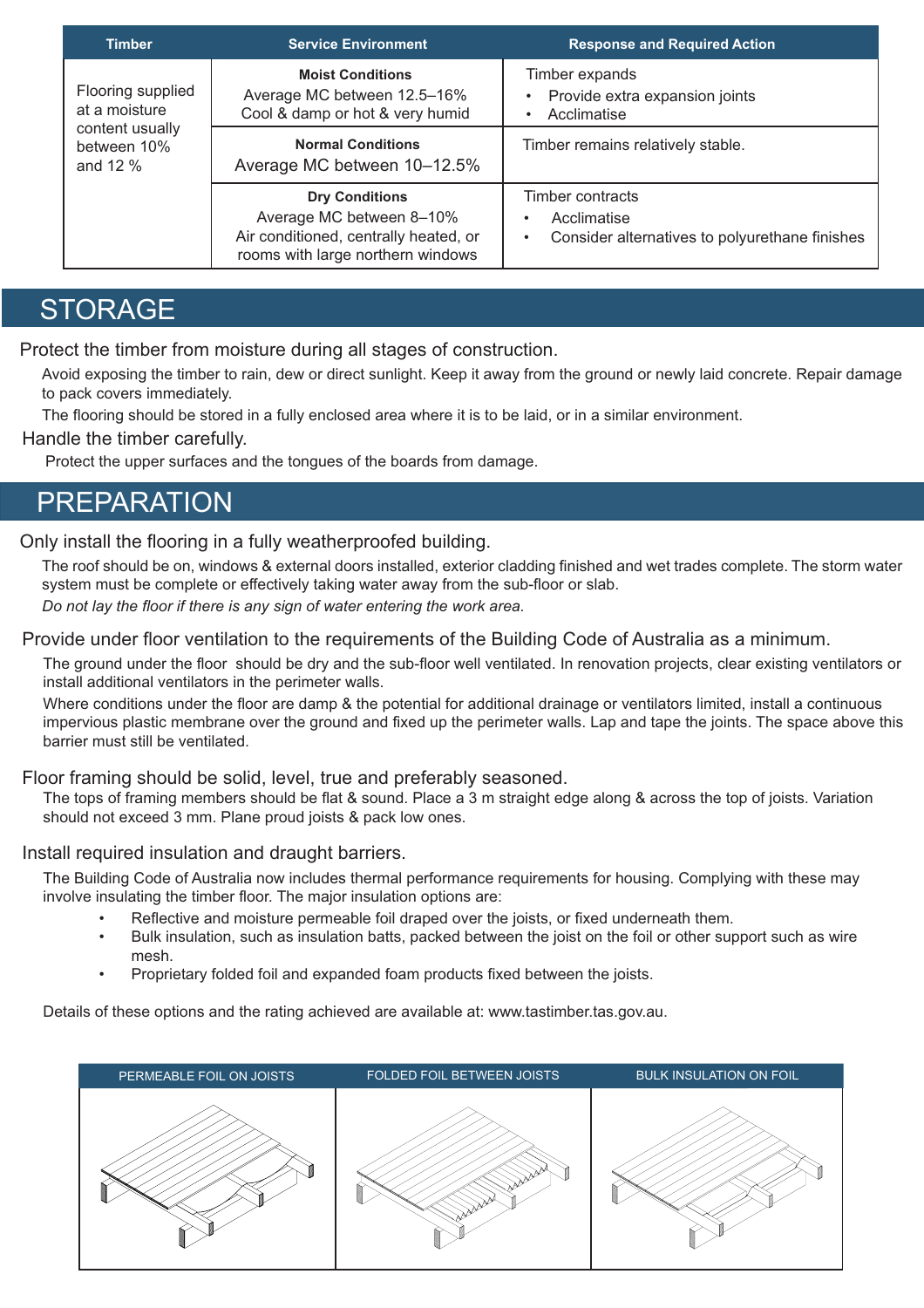| Timber | Service Environment | Response and Required Action |
|---|---|---|
| Flooring supplied at a moisture content usually between 10% and 12 % | **Moist Conditions**<br>Average MC between 12.5–16%<br>Cool & damp or hot & very humid | Timber expands<br>• Provide extra expansion joints<br>• Acclimatise |
| | **Normal Conditions**<br>Average MC between 10–12.5% | Timber remains relatively stable. |
| | **Dry Conditions**<br>Average MC between 8–10%<br>Air conditioned, centrally heated, or rooms with large northern windows | Timber contracts<br>• Acclimatise<br>• Consider alternatives to polyurethane finishes |

# STORAGE

### Protect the timber from moisture during all stages of construction.

Avoid exposing the timber to rain, dew or direct sunlight. Keep it away from the ground or newly laid concrete. Repair damage to pack covers immediately.

The flooring should be stored in a fully enclosed area where it is to be laid, or in a similar environment.

### Handle the timber carefully.

Protect the upper surfaces and the tongues of the boards from damage.

# PREPARATION

### Only install the flooring in a fully weatherproofed building.

The roof should be on, windows & external doors installed, exterior cladding finished and wet trades complete. The storm water system must be complete or effectively taking water away from the sub-floor or slab.

*Do not lay the floor if there is any sign of water entering the work area.*

### Provide under floor ventilation to the requirements of the Building Code of Australia as a minimum.

The ground under the floor should be dry and the sub-floor well ventilated. In renovation projects, clear existing ventilators or install additional ventilators in the perimeter walls.

Where conditions under the floor are damp & the potential for additional drainage or ventilators limited, install a continuous impervious plastic membrane over the ground and fixed up the perimeter walls. Lap and tape the joints. The space above this barrier must still be ventilated.

### Floor framing should be solid, level, true and preferably seasoned.

The tops of framing members should be flat & sound. Place a 3 m straight edge along & across the top of joists. Variation should not exceed 3 mm. Plane proud joists & pack low ones.

### Install required insulation and draught barriers.

The Building Code of Australia now includes thermal performance requirements for housing. Complying with these may involve insulating the timber floor. The major insulation options are:

- Reflective and moisture permeable foil draped over the joists, or fixed underneath them.
- Bulk insulation, such as insulation batts, packed between the joist on the foil or other support such as wire mesh.
- Proprietary folded foil and expanded foam products fixed between the joists.

Details of these options and the rating achieved are available at: www.tastimber.tas.gov.au.

| PERMEABLE FOIL ON JOISTS | FOLDED FOIL BETWEEN JOISTS | BULK INSULATION ON FOIL |
|---|---|---|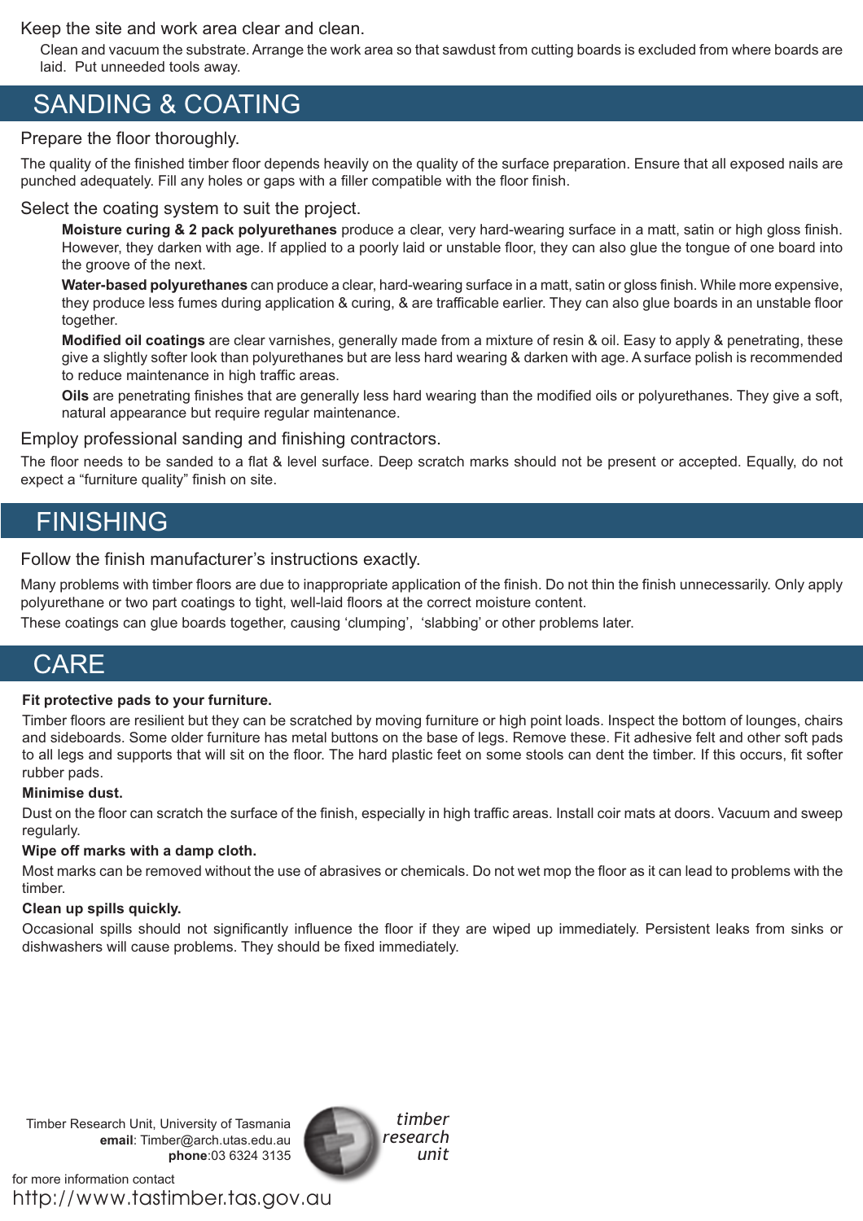Keep the site and work area clear and clean.

Clean and vacuum the substrate. Arrange the work area so that sawdust from cutting boards is excluded from where boards are laid. Put unneeded tools away.

## SANDING & COATING

### Prepare the floor thoroughly.

The quality of the finished timber floor depends heavily on the quality of the surface preparation. Ensure that all exposed nails are punched adequately. Fill any holes or gaps with a filler compatible with the floor finish.

### Select the coating system to suit the project.

**Moisture curing & 2 pack polyurethanes** produce a clear, very hard-wearing surface in a matt, satin or high gloss finish. However, they darken with age. If applied to a poorly laid or unstable floor, they can also glue the tongue of one board into the groove of the next.

**Water-based polyurethanes** can produce a clear, hard-wearing surface in a matt, satin or gloss finish. While more expensive, they produce less fumes during application & curing, & are trafficable earlier. They can also glue boards in an unstable floor together.

**Modified oil coatings** are clear varnishes, generally made from a mixture of resin & oil. Easy to apply & penetrating, these give a slightly softer look than polyurethanes but are less hard wearing & darken with age. A surface polish is recommended to reduce maintenance in high traffic areas.

**Oils** are penetrating finishes that are generally less hard wearing than the modified oils or polyurethanes. They give a soft, natural appearance but require regular maintenance.

### Employ professional sanding and finishing contractors.

The floor needs to be sanded to a flat & level surface. Deep scratch marks should not be present or accepted. Equally, do not expect a “furniture quality” finish on site.

## FINISHING

### Follow the finish manufacturer’s instructions exactly.

Many problems with timber floors are due to inappropriate application of the finish. Do not thin the finish unnecessarily. Only apply polyurethane or two part coatings to tight, well-laid floors at the correct moisture content.

These coatings can glue boards together, causing ‘clumping’, ‘slabbing’ or other problems later.

## CARE

**Fit protective pads to your furniture.**

Timber floors are resilient but they can be scratched by moving furniture or high point loads. Inspect the bottom of lounges, chairs and sideboards. Some older furniture has metal buttons on the base of legs. Remove these. Fit adhesive felt and other soft pads to all legs and supports that will sit on the floor. The hard plastic feet on some stools can dent the timber. If this occurs, fit softer rubber pads.

**Minimise dust.**

Dust on the floor can scratch the surface of the finish, especially in high traffic areas. Install coir mats at doors. Vacuum and sweep regularly.

**Wipe off marks with a damp cloth.**

Most marks can be removed without the use of abrasives or chemicals. Do not wet mop the floor as it can lead to problems with the timber.

**Clean up spills quickly.**

Occasional spills should not significantly influence the floor if they are wiped up immediately. Persistent leaks from sinks or dishwashers will cause problems. They should be fixed immediately.

Timber Research Unit, University of Tasmania
**email**: Timber@arch.utas.edu.au
**phone**:03 6324 3135

timber research unit

for more information contact
http://www.tastimber.tas.gov.au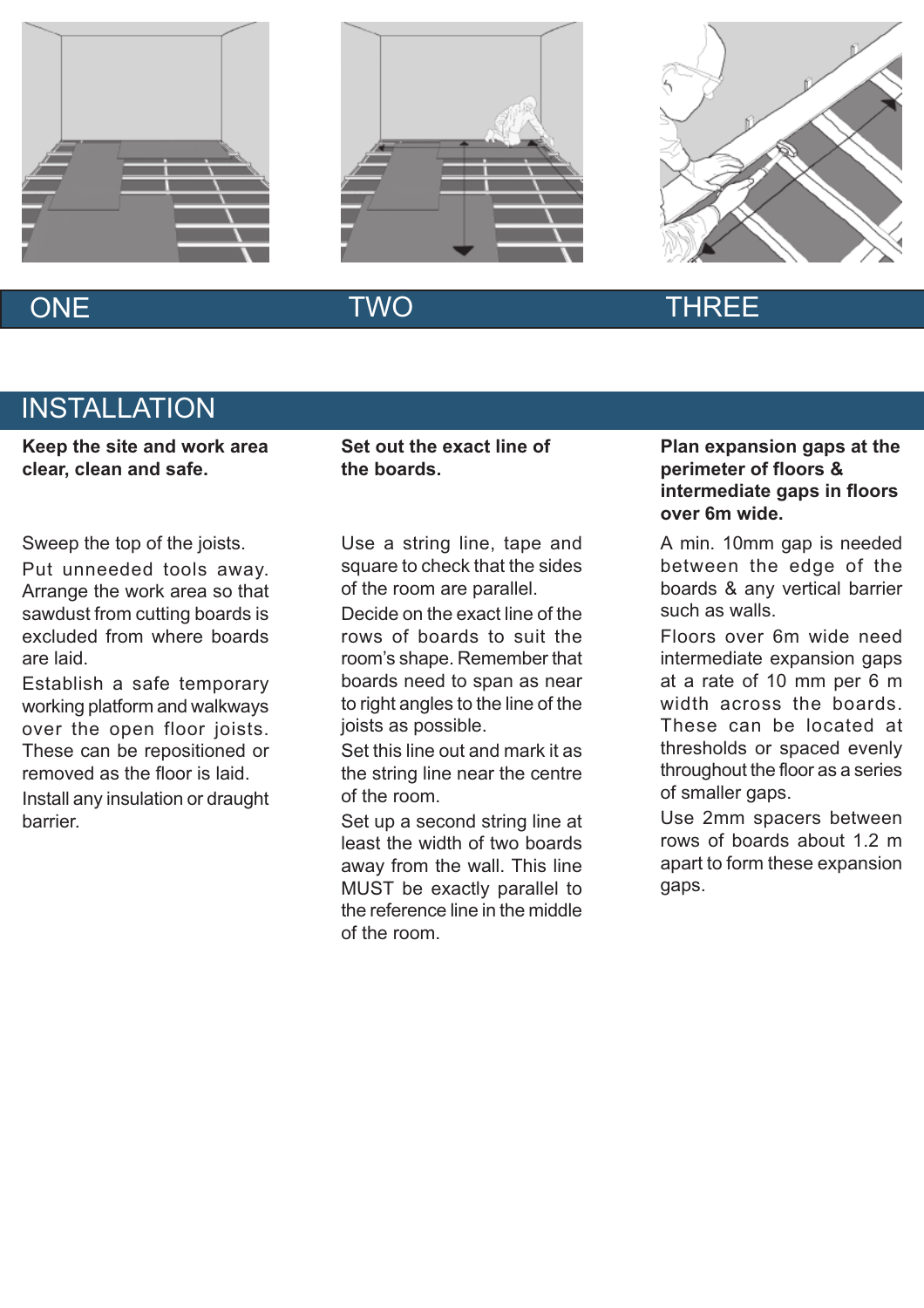ONE

TWO

THREE

## INSTALLATION

**Keep the site and work area clear, clean and safe.**

Sweep the top of the joists.

Put unneeded tools away. Arrange the work area so that sawdust from cutting boards is excluded from where boards are laid.

Establish a safe temporary working platform and walkways over the open floor joists. These can be repositioned or removed as the floor is laid.

Install any insulation or draught barrier.

**Set out the exact line of the boards.**

Use a string line, tape and square to check that the sides of the room are parallel.

Decide on the exact line of the rows of boards to suit the room's shape. Remember that boards need to span as near to right angles to the line of the joists as possible.

Set this line out and mark it as the string line near the centre of the room.

Set up a second string line at least the width of two boards away from the wall. This line MUST be exactly parallel to the reference line in the middle of the room.

**Plan expansion gaps at the perimeter of floors & intermediate gaps in floors over 6m wide.**

A min. 10mm gap is needed between the edge of the boards & any vertical barrier such as walls.

Floors over 6m wide need intermediate expansion gaps at a rate of 10 mm per 6 m width across the boards. These can be located at thresholds or spaced evenly throughout the floor as a series of smaller gaps.

Use 2mm spacers between rows of boards about 1.2 m apart to form these expansion gaps.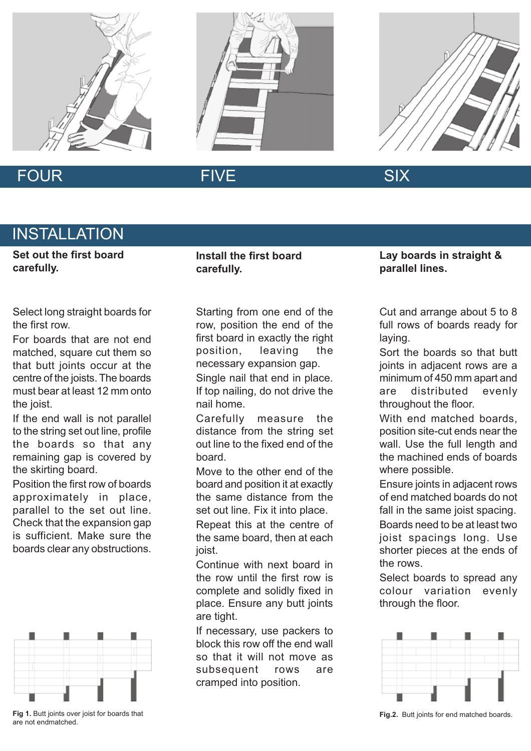FOUR

FIVE

SIX

## INSTALLATION

### Set out the first board carefully.

Select long straight boards for the first row.

For boards that are not end matched, square cut them so that butt joints occur at the centre of the joists. The boards must bear at least 12 mm onto the joist.

If the end wall is not parallel to the string set out line, profile the boards so that any remaining gap is covered by the skirting board.

Position the first row of boards approximately in place, parallel to the set out line. Check that the expansion gap is sufficient. Make sure the boards clear any obstructions.

Fig 1. Butt joints over joist for boards that are not endmatched.

### Install the first board carefully.

Starting from one end of the row, position the end of the first board in exactly the right position, leaving the necessary expansion gap.

Single nail that end in place. If top nailing, do not drive the nail home.

Carefully measure the distance from the string set out line to the fixed end of the board.

Move to the other end of the board and position it at exactly the same distance from the set out line. Fix it into place.

Repeat this at the centre of the same board, then at each joist.

Continue with next board in the row until the first row is complete and solidly fixed in place. Ensure any butt joints are tight.

If necessary, use packers to block this row off the end wall so that it will not move as subsequent rows are cramped into position.

### Lay boards in straight & parallel lines.

Cut and arrange about 5 to 8 full rows of boards ready for laying.

Sort the boards so that butt joints in adjacent rows are a minimum of 450 mm apart and are distributed evenly throughout the floor.

With end matched boards, position site-cut ends near the wall. Use the full length and the machined ends of boards where possible.

Ensure joints in adjacent rows of end matched boards do not fall in the same joist spacing.

Boards need to be at least two joist spacings long. Use shorter pieces at the ends of the rows.

Select boards to spread any colour variation evenly through the floor.

Fig.2. Butt joints for end matched boards.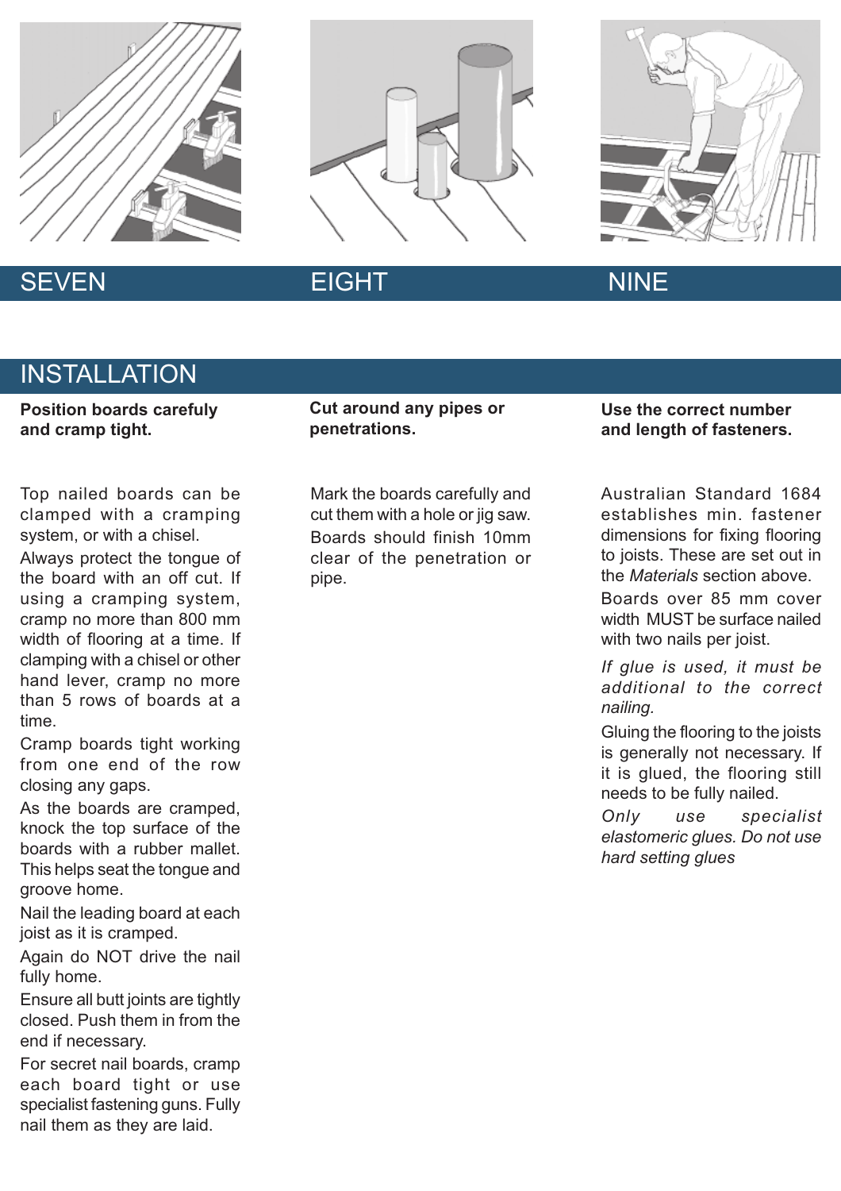SEVEN

EIGHT

NINE

## INSTALLATION

**Position boards carefuly and cramp tight.**

Top nailed boards can be clamped with a cramping system, or with a chisel.

Always protect the tongue of the board with an off cut. If using a cramping system, cramp no more than 800 mm width of flooring at a time. If clamping with a chisel or other hand lever, cramp no more than 5 rows of boards at a time.

Cramp boards tight working from one end of the row closing any gaps.

As the boards are cramped, knock the top surface of the boards with a rubber mallet. This helps seat the tongue and groove home.

Nail the leading board at each joist as it is cramped.

Again do NOT drive the nail fully home.

Ensure all butt joints are tightly closed. Push them in from the end if necessary.

For secret nail boards, cramp each board tight or use specialist fastening guns. Fully nail them as they are laid.

**Cut around any pipes or penetrations.**

Mark the boards carefully and cut them with a hole or jig saw. Boards should finish 10mm clear of the penetration or pipe.

**Use the correct number and length of fasteners.**

Australian Standard 1684 establishes min. fastener dimensions for fixing flooring to joists. These are set out in the *Materials* section above.

Boards over 85 mm cover width MUST be surface nailed with two nails per joist.

*If glue is used, it must be additional to the correct nailing.*

Gluing the flooring to the joists is generally not necessary. If it is glued, the flooring still needs to be fully nailed.

*Only use specialist elastomeric glues. Do not use hard setting glues*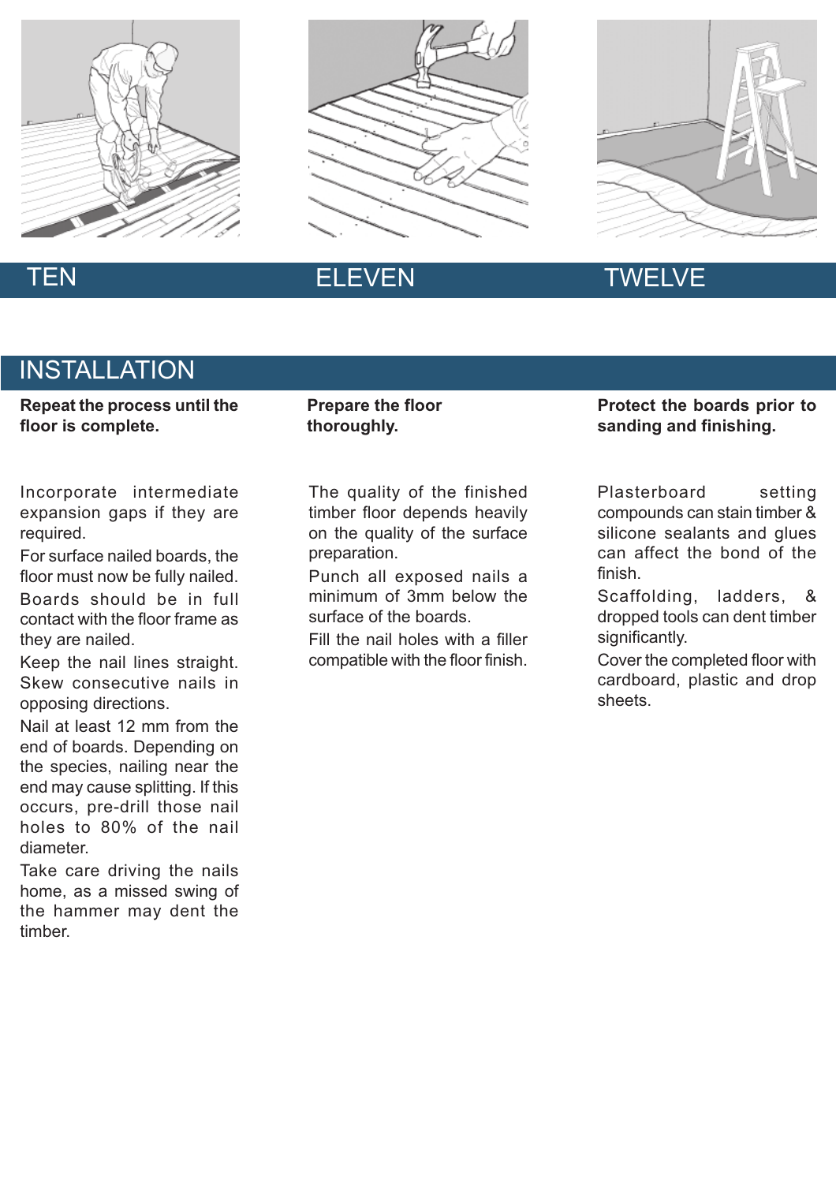TEN

ELEVEN

TWELVE

## INSTALLATION

**Repeat the process until the floor is complete.**

Incorporate intermediate expansion gaps if they are required.

For surface nailed boards, the floor must now be fully nailed.

Boards should be in full contact with the floor frame as they are nailed.

Keep the nail lines straight. Skew consecutive nails in opposing directions.

Nail at least 12 mm from the end of boards. Depending on the species, nailing near the end may cause splitting. If this occurs, pre-drill those nail holes to 80% of the nail diameter.

Take care driving the nails home, as a missed swing of the hammer may dent the timber.

**Prepare the floor thoroughly.**

The quality of the finished timber floor depends heavily on the quality of the surface preparation.

Punch all exposed nails a minimum of 3mm below the surface of the boards.

Fill the nail holes with a filler compatible with the floor finish.

**Protect the boards prior to sanding and finishing.**

Plasterboard setting compounds can stain timber & silicone sealants and glues can affect the bond of the finish.

Scaffolding, ladders, & dropped tools can dent timber significantly.

Cover the completed floor with cardboard, plastic and drop sheets.